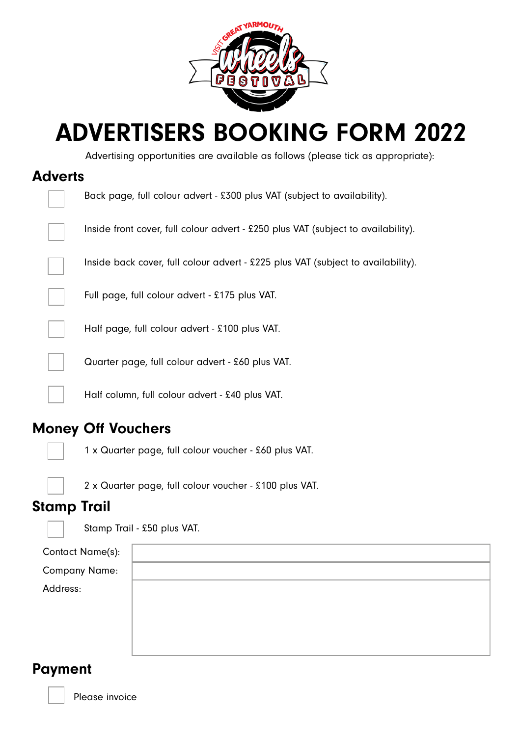# ADVERTISERS BOOKING FORM 2022

Advertising opportunities are available as follows (please tick as appropriate):

## Adverts

- [ ] Back page, full colour advert - £300 plus VAT (subject to availability).
- [ ] Inside front cover, full colour advert - £250 plus VAT (subject to availability).
- [ ] Inside back cover, full colour advert - £225 plus VAT (subject to availability).
- [ ] Full page, full colour advert - £175 plus VAT.
- [ ] Half page, full colour advert - £100 plus VAT.
- [ ] Quarter page, full colour advert - £60 plus VAT.
- [ ] Half column, full colour advert - £40 plus VAT.

## Money Off Vouchers

- [ ] 1 x Quarter page, full colour voucher - £60 plus VAT.
- [ ] 2 x Quarter page, full colour voucher - £100 plus VAT.

## Stamp Trail

- [ ] Stamp Trail - £50 plus VAT.

| | |
|---|---|
| Contact Name(s): | |
| Company Name: | |
| Address: | |

## Payment

- [ ] Please invoice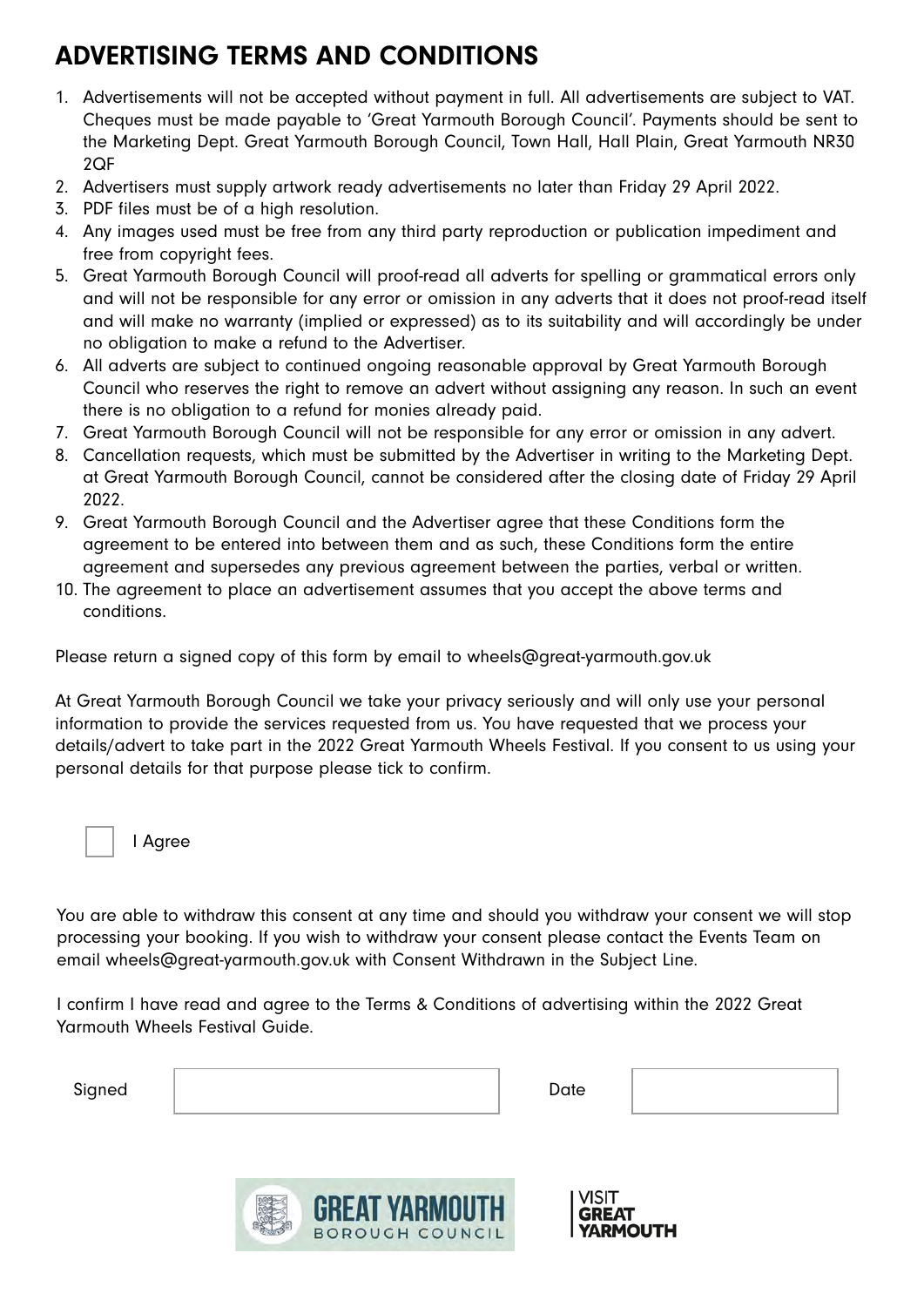# ADVERTISING TERMS AND CONDITIONS

1. Advertisements will not be accepted without payment in full. All advertisements are subject to VAT. Cheques must be made payable to 'Great Yarmouth Borough Council'. Payments should be sent to the Marketing Dept. Great Yarmouth Borough Council, Town Hall, Hall Plain, Great Yarmouth NR30 2QF
2. Advertisers must supply artwork ready advertisements no later than Friday 29 April 2022.
3. PDF files must be of a high resolution.
4. Any images used must be free from any third party reproduction or publication impediment and free from copyright fees.
5. Great Yarmouth Borough Council will proof-read all adverts for spelling or grammatical errors only and will not be responsible for any error or omission in any adverts that it does not proof-read itself and will make no warranty (implied or expressed) as to its suitability and will accordingly be under no obligation to make a refund to the Advertiser.
6. All adverts are subject to continued ongoing reasonable approval by Great Yarmouth Borough Council who reserves the right to remove an advert without assigning any reason. In such an event there is no obligation to a refund for monies already paid.
7. Great Yarmouth Borough Council will not be responsible for any error or omission in any advert.
8. Cancellation requests, which must be submitted by the Advertiser in writing to the Marketing Dept. at Great Yarmouth Borough Council, cannot be considered after the closing date of Friday 29 April 2022.
9. Great Yarmouth Borough Council and the Advertiser agree that these Conditions form the agreement to be entered into between them and as such, these Conditions form the entire agreement and supersedes any previous agreement between the parties, verbal or written.
10. The agreement to place an advertisement assumes that you accept the above terms and conditions.

Please return a signed copy of this form by email to wheels@great-yarmouth.gov.uk

At Great Yarmouth Borough Council we take your privacy seriously and will only use your personal information to provide the services requested from us. You have requested that we process your details/advert to take part in the 2022 Great Yarmouth Wheels Festival. If you consent to us using your personal details for that purpose please tick to confirm.

☐ I Agree

You are able to withdraw this consent at any time and should you withdraw your consent we will stop processing your booking. If you wish to withdraw your consent please contact the Events Team on email wheels@great-yarmouth.gov.uk with Consent Withdrawn in the Subject Line.

I confirm I have read and agree to the Terms & Conditions of advertising within the 2022 Great Yarmouth Wheels Festival Guide.

Signed ____________________ Date ____________________

GREAT YARMOUTH BOROUGH COUNCIL

VISIT GREAT YARMOUTH